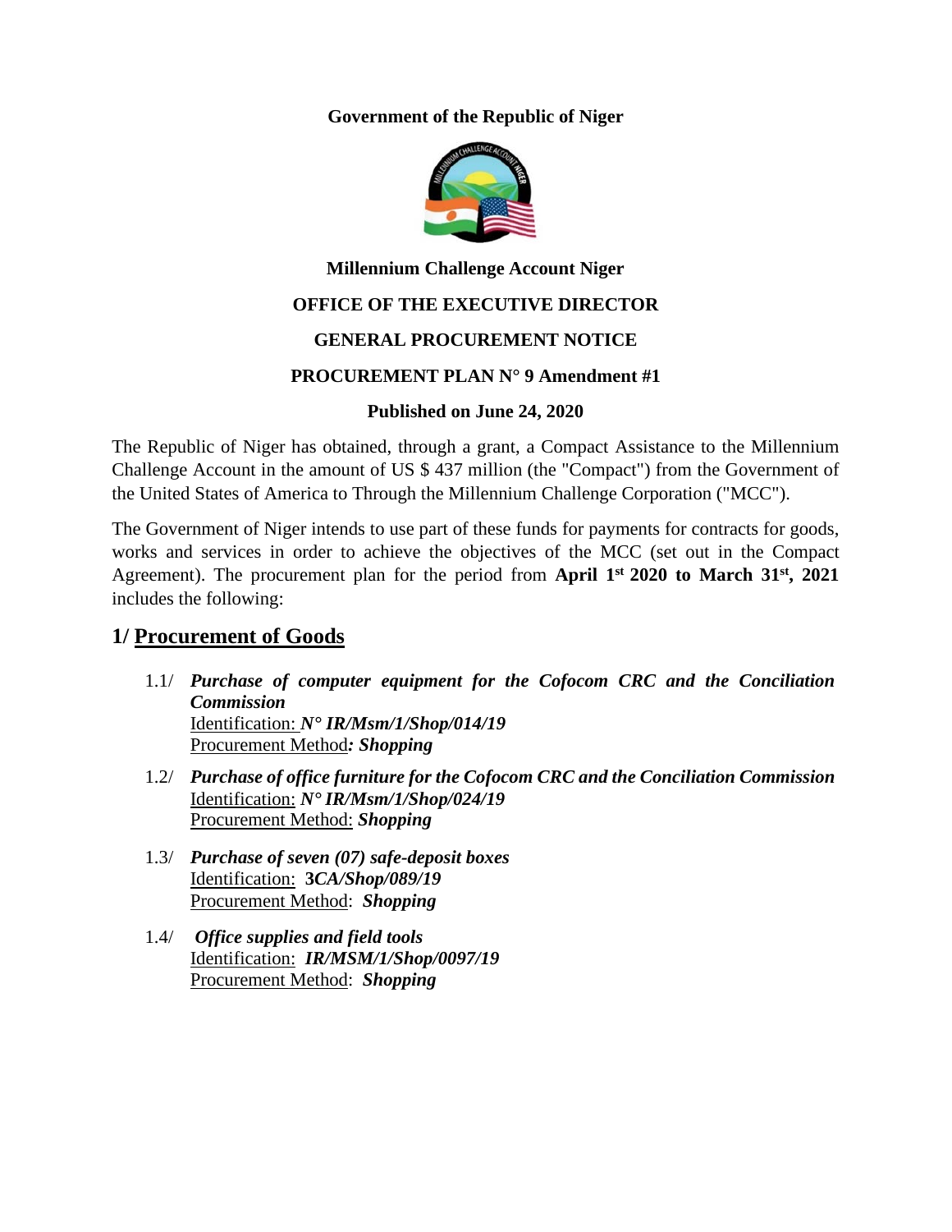**Government of the Republic of Niger**

**Millennium Challenge Account Niger**

**OFFICE OF THE EXECUTIVE DIRECTOR**

**GENERAL PROCUREMENT NOTICE**

**PROCUREMENT PLAN N° 9 Amendment #1**

**Published on June 24, 2020**

The Republic of Niger has obtained, through a grant, a Compact Assistance to the Millennium Challenge Account in the amount of US $ 437 million (the "Compact") from the Government of the United States of America to Through the Millennium Challenge Corporation ("MCC").

The Government of Niger intends to use part of these funds for payments for contracts for goods, works and services in order to achieve the objectives of the MCC (set out in the Compact Agreement). The procurement plan for the period from **April 1st 2020 to March 31st, 2021** includes the following:

## 1/ Procurement of Goods

1.1/ ***Purchase of computer equipment for the Cofocom CRC and the Conciliation Commission***
Identification: ***N° IR/Msm/1/Shop/014/19***
Procurement Method***: Shopping***

1.2/ ***Purchase of office furniture for the Cofocom CRC and the Conciliation Commission***
Identification: ***N° IR/Msm/1/Shop/024/19***
Procurement Method: ***Shopping***

1.3/ ***Purchase of seven (07) safe-deposit boxes***
Identification: **3*CA/Shop/089/19***
Procurement Method: ***Shopping***

1.4/ ***Office supplies and field tools***
Identification: ***IR/MSM/1/Shop/0097/19***
Procurement Method: ***Shopping***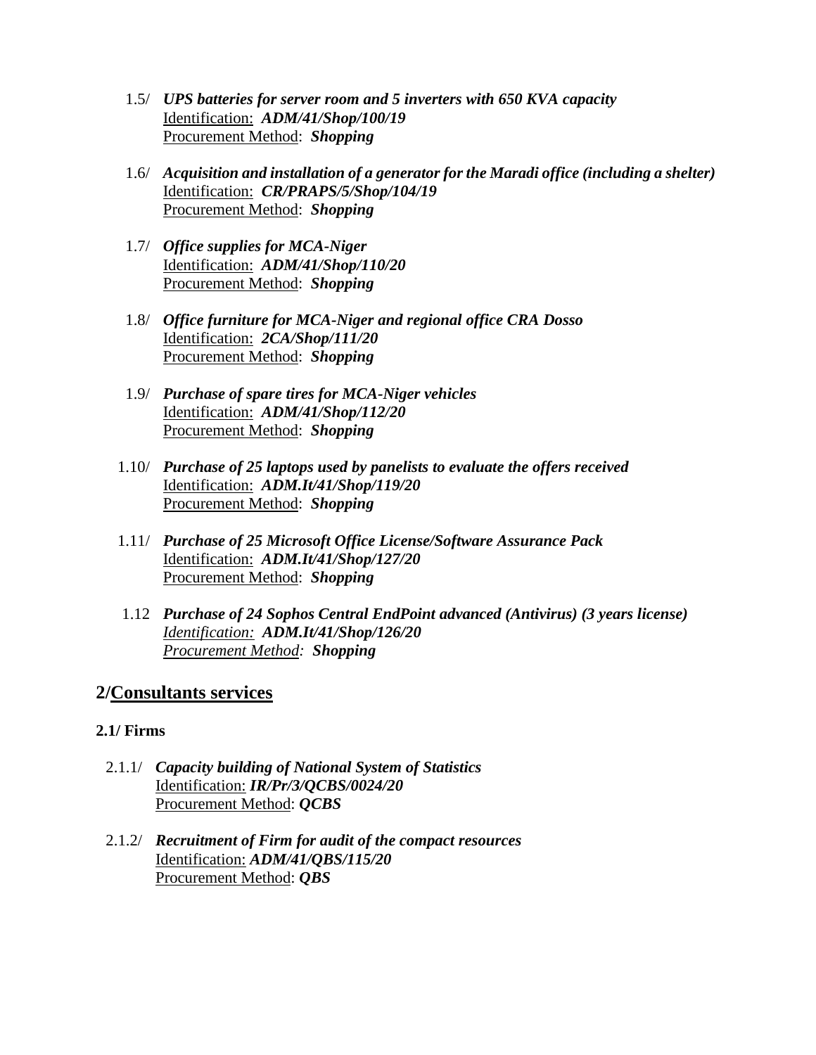1.5/ ***UPS batteries for server room and 5 inverters with 650 KVA capacity***
Identification: ***ADM/41/Shop/100/19***
Procurement Method: ***Shopping***

1.6/ ***Acquisition and installation of a generator for the Maradi office (including a shelter)***
Identification: ***CR/PRAPS/5/Shop/104/19***
Procurement Method: ***Shopping***

1.7/ ***Office supplies for MCA-Niger***
Identification: ***ADM/41/Shop/110/20***
Procurement Method: ***Shopping***

1.8/ ***Office furniture for MCA-Niger and regional office CRA Dosso***
Identification: ***2CA/Shop/111/20***
Procurement Method: ***Shopping***

1.9/ ***Purchase of spare tires for MCA-Niger vehicles***
Identification: ***ADM/41/Shop/112/20***
Procurement Method: ***Shopping***

1.10/ ***Purchase of 25 laptops used by panelists to evaluate the offers received***
Identification: ***ADM.It/41/Shop/119/20***
Procurement Method: ***Shopping***

1.11/ ***Purchase of 25 Microsoft Office License/Software Assurance Pack***
Identification: ***ADM.It/41/Shop/127/20***
Procurement Method: ***Shopping***

1.12 ***Purchase of 24 Sophos Central EndPoint advanced (Antivirus) (3 years license)***
*Identification:* ***ADM.It/41/Shop/126/20***
*Procurement Method:* ***Shopping***

## 2/Consultants services

### 2.1/ Firms

2.1.1/ ***Capacity building of National System of Statistics***
Identification: ***IR/Pr/3/QCBS/0024/20***
Procurement Method: ***QCBS***

2.1.2/ ***Recruitment of Firm for audit of the compact resources***
Identification: ***ADM/41/QBS/115/20***
Procurement Method: ***QBS***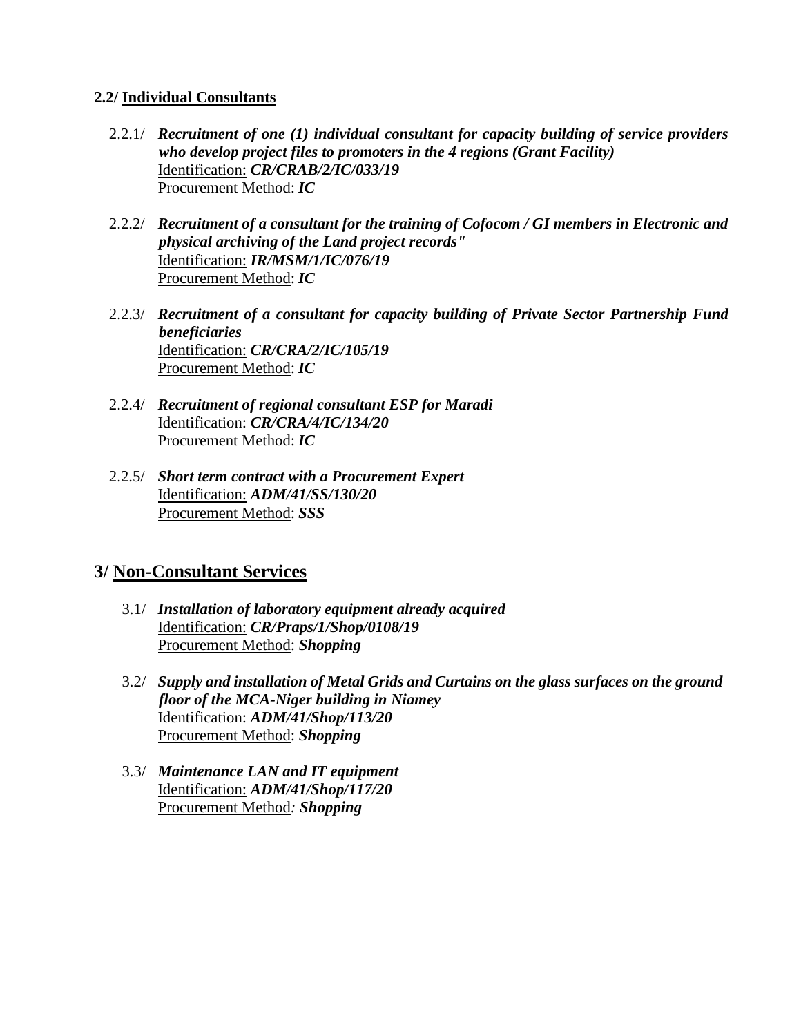### 2.2/ Individual Consultants

2.2.1/ ***Recruitment of one (1) individual consultant for capacity building of service providers who develop project files to promoters in the 4 regions (Grant Facility)***
Identification: ***CR/CRAB/2/IC/033/19***
Procurement Method: ***IC***

2.2.2/ ***Recruitment of a consultant for the training of Cofocom / GI members in Electronic and physical archiving of the Land project records"***
Identification: ***IR/MSM/1/IC/076/19***
Procurement Method: ***IC***

2.2.3/ ***Recruitment of a consultant for capacity building of Private Sector Partnership Fund beneficiaries***
Identification: ***CR/CRA/2/IC/105/19***
Procurement Method: ***IC***

2.2.4/ ***Recruitment of regional consultant ESP for Maradi***
Identification: ***CR/CRA/4/IC/134/20***
Procurement Method: ***IC***

2.2.5/ ***Short term contract with a Procurement Expert***
Identification: ***ADM/41/SS/130/20***
Procurement Method: ***SSS***

## 3/ Non-Consultant Services

3.1/ ***Installation of laboratory equipment already acquired***
Identification: ***CR/Praps/1/Shop/0108/19***
Procurement Method: ***Shopping***

3.2/ ***Supply and installation of Metal Grids and Curtains on the glass surfaces on the ground floor of the MCA-Niger building in Niamey***
Identification: ***ADM/41/Shop/113/20***
Procurement Method: ***Shopping***

3.3/ ***Maintenance LAN and IT equipment***
Identification: ***ADM/41/Shop/117/20***
Procurement Method***: Shopping***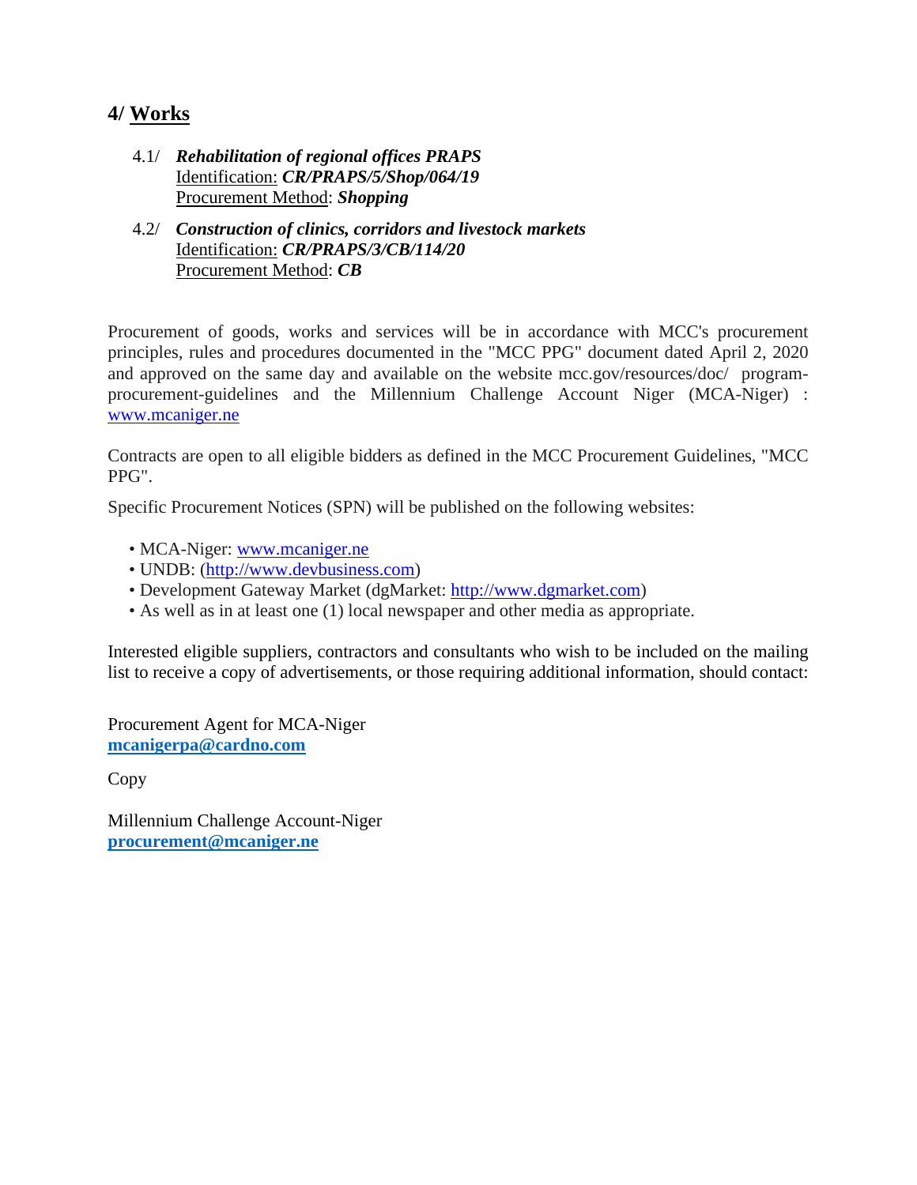## 4/ Works

4.1/ ***Rehabilitation of regional offices PRAPS***
Identification: ***CR/PRAPS/5/Shop/064/19***
Procurement Method: ***Shopping***

4.2/ ***Construction of clinics, corridors and livestock markets***
Identification: ***CR/PRAPS/3/CB/114/20***
Procurement Method: ***CB***

Procurement of goods, works and services will be in accordance with MCC's procurement principles, rules and procedures documented in the "MCC PPG" document dated April 2, 2020 and approved on the same day and available on the website mcc.gov/resources/doc/ program-procurement-guidelines and the Millennium Challenge Account Niger (MCA-Niger) : www.mcaniger.ne

Contracts are open to all eligible bidders as defined in the MCC Procurement Guidelines, "MCC PPG".

Specific Procurement Notices (SPN) will be published on the following websites:

- MCA-Niger: www.mcaniger.ne
- UNDB: (http://www.devbusiness.com)
- Development Gateway Market (dgMarket: http://www.dgmarket.com)
- As well as in at least one (1) local newspaper and other media as appropriate.

Interested eligible suppliers, contractors and consultants who wish to be included on the mailing list to receive a copy of advertisements, or those requiring additional information, should contact:

Procurement Agent for MCA-Niger
**mcanigerpa@cardno.com**

Copy

Millennium Challenge Account-Niger
**procurement@mcaniger.ne**